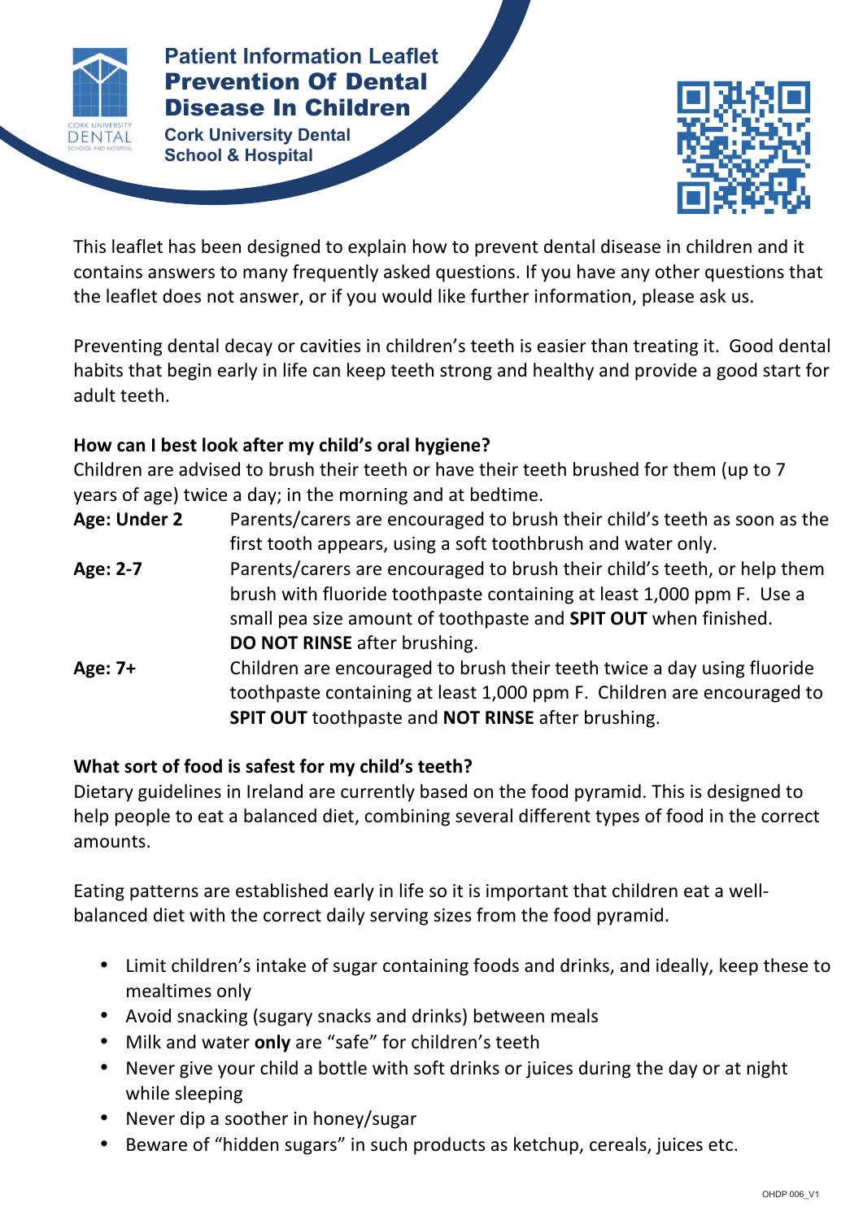# Patient Information Leaflet

## Prevention Of Dental Disease In Children

Cork University Dental School & Hospital

This leaflet has been designed to explain how to prevent dental disease in children and it contains answers to many frequently asked questions. If you have any other questions that the leaflet does not answer, or if you would like further information, please ask us.

Preventing dental decay or cavities in children's teeth is easier than treating it. Good dental habits that begin early in life can keep teeth strong and healthy and provide a good start for adult teeth.

**How can I best look after my child's oral hygiene?**

Children are advised to brush their teeth or have their teeth brushed for them (up to 7 years of age) twice a day; in the morning and at bedtime.

**Age: Under 2** Parents/carers are encouraged to brush their child's teeth as soon as the first tooth appears, using a soft toothbrush and water only.

**Age: 2-7** Parents/carers are encouraged to brush their child's teeth, or help them brush with fluoride toothpaste containing at least 1,000 ppm F. Use a small pea size amount of toothpaste and **SPIT OUT** when finished. **DO NOT RINSE** after brushing.

**Age: 7+** Children are encouraged to brush their teeth twice a day using fluoride toothpaste containing at least 1,000 ppm F. Children are encouraged to **SPIT OUT** toothpaste and **NOT RINSE** after brushing.

**What sort of food is safest for my child's teeth?**

Dietary guidelines in Ireland are currently based on the food pyramid. This is designed to help people to eat a balanced diet, combining several different types of food in the correct amounts.

Eating patterns are established early in life so it is important that children eat a well-balanced diet with the correct daily serving sizes from the food pyramid.

- Limit children's intake of sugar containing foods and drinks, and ideally, keep these to mealtimes only
- Avoid snacking (sugary snacks and drinks) between meals
- Milk and water **only** are "safe" for children's teeth
- Never give your child a bottle with soft drinks or juices during the day or at night while sleeping
- Never dip a soother in honey/sugar
- Beware of "hidden sugars" in such products as ketchup, cereals, juices etc.

OHDP 006_V1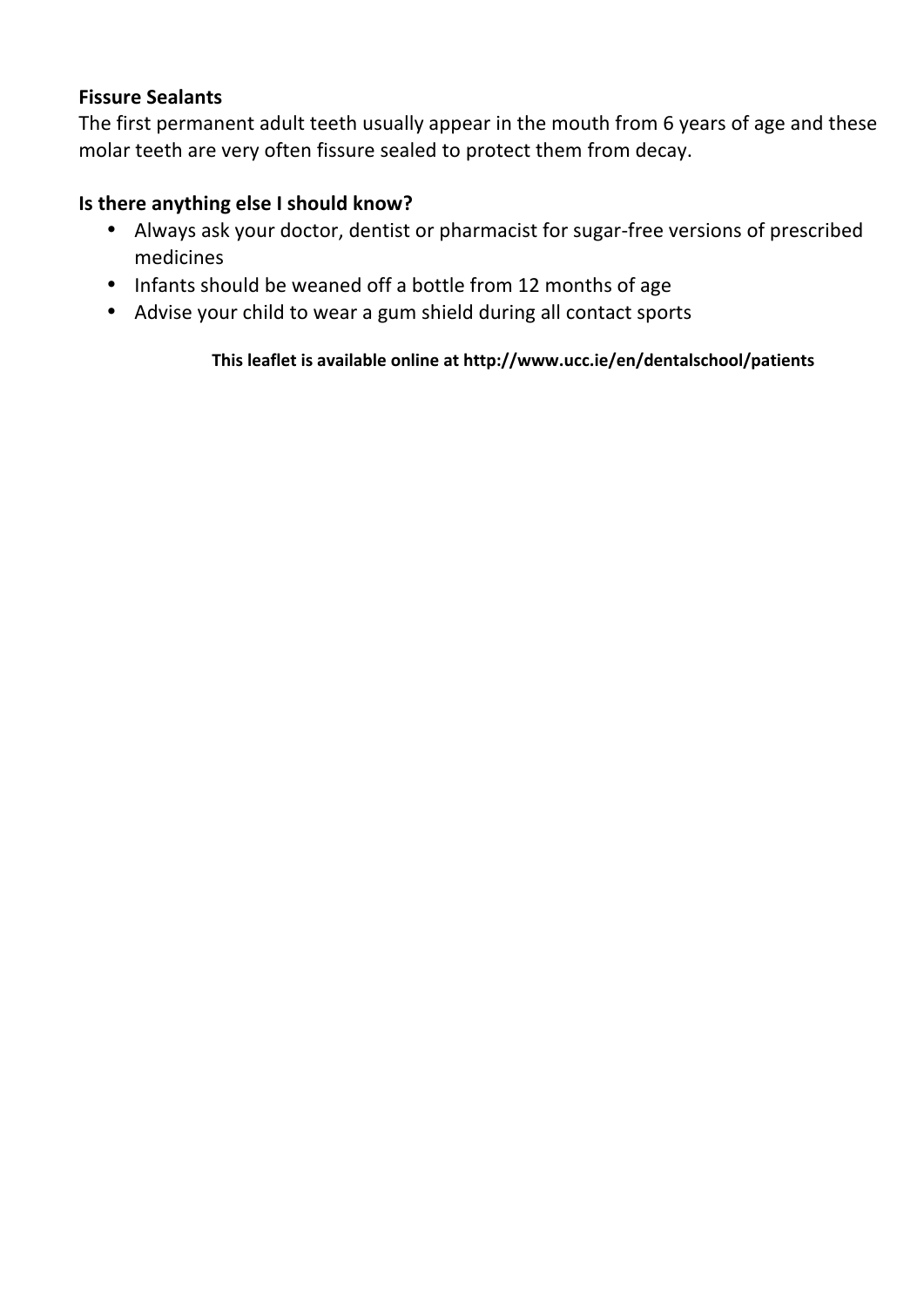## Fissure Sealants

The first permanent adult teeth usually appear in the mouth from 6 years of age and these molar teeth are very often fissure sealed to protect them from decay.

## Is there anything else I should know?

- Always ask your doctor, dentist or pharmacist for sugar-free versions of prescribed medicines
- Infants should be weaned off a bottle from 12 months of age
- Advise your child to wear a gum shield during all contact sports

**This leaflet is available online at http://www.ucc.ie/en/dentalschool/patients**